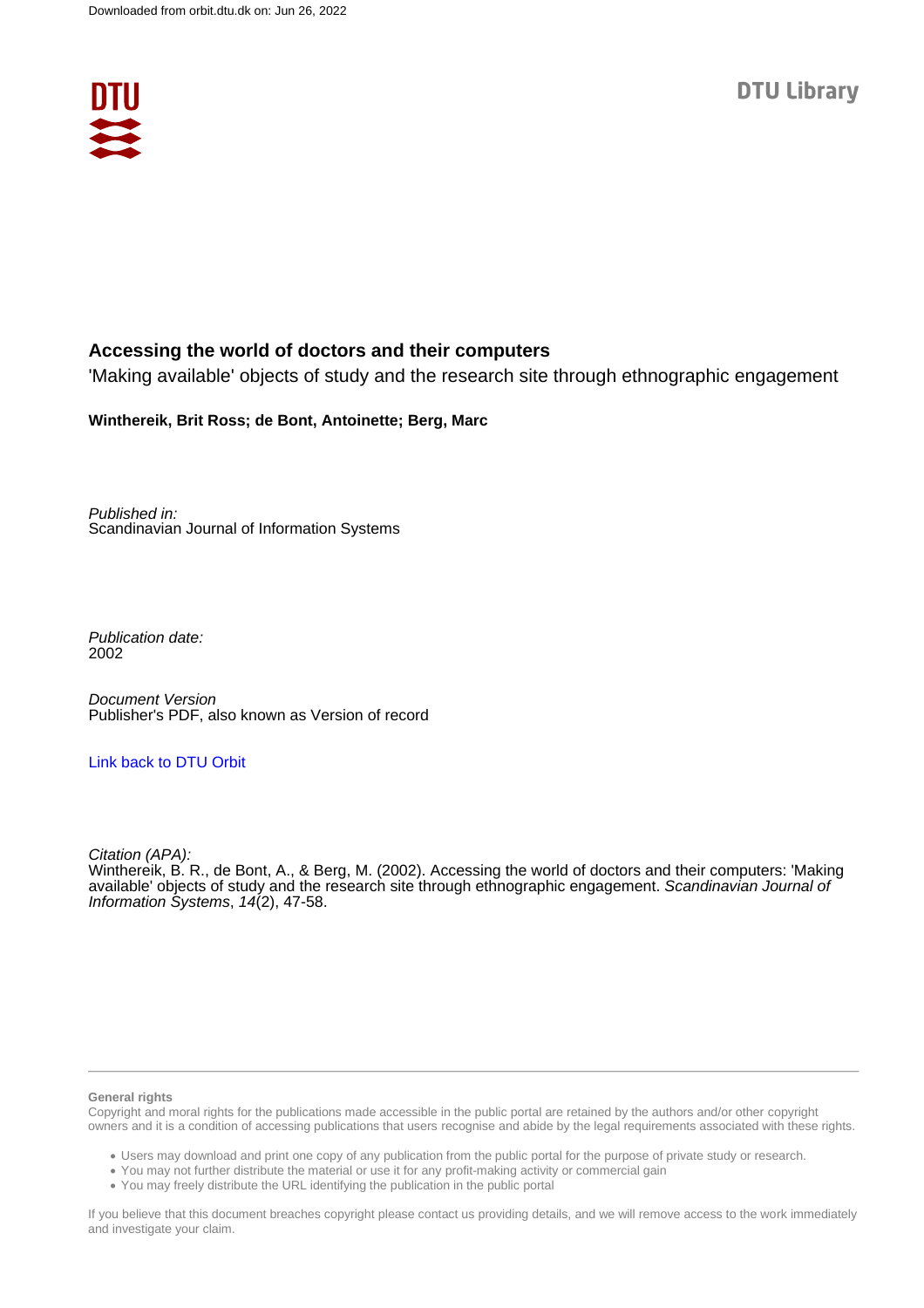Downloaded from orbit.dtu.dk on: Jun 26, 2022

DTU Library

# Accessing the world of doctors and their computers

'Making available' objects of study and the research site through ethnographic engagement

**Winthereik, Brit Ross; de Bont, Antoinette; Berg, Marc**

*Published in:*
Scandinavian Journal of Information Systems

*Publication date:*
2002

*Document Version*
Publisher's PDF, also known as Version of record

Link back to DTU Orbit

*Citation (APA):*
Winthereik, B. R., de Bont, A., & Berg, M. (2002). Accessing the world of doctors and their computers: 'Making available' objects of study and the research site through ethnographic engagement. *Scandinavian Journal of Information Systems*, *14*(2), 47-58.

**General rights**
Copyright and moral rights for the publications made accessible in the public portal are retained by the authors and/or other copyright owners and it is a condition of accessing publications that users recognise and abide by the legal requirements associated with these rights.

- Users may download and print one copy of any publication from the public portal for the purpose of private study or research.
- You may not further distribute the material or use it for any profit-making activity or commercial gain
- You may freely distribute the URL identifying the publication in the public portal

If you believe that this document breaches copyright please contact us providing details, and we will remove access to the work immediately and investigate your claim.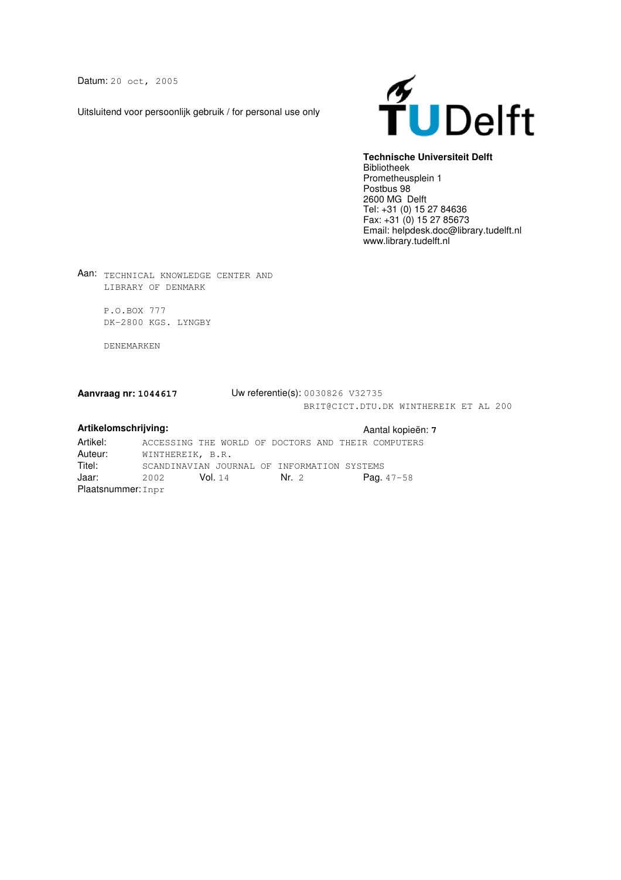Datum: 20 oct, 2005

Uitsluitend voor persoonlijk gebruik / for personal use only

**TUDelft**

**Technische Universiteit Delft**
Bibliotheek
Prometheusplein 1
Postbus 98
2600 MG Delft
Tel: +31 (0) 15 27 84636
Fax: +31 (0) 15 27 85673
Email: helpdesk.doc@library.tudelft.nl
www.library.tudelft.nl

Aan: TECHNICAL KNOWLEDGE CENTER AND
LIBRARY OF DENMARK

P.O.BOX 777
DK-2800 KGS. LYNGBY

DENEMARKEN

**Aanvraag nr: 1044617**

Uw referentie(s): 0030826 V32735
BRIT@CICT.DTU.DK WINTHEREIK ET AL 200

**Artikelomschrijving:**

Aantal kopieën: **7**

Artikel: ACCESSING THE WORLD OF DOCTORS AND THEIR COMPUTERS
Auteur: WINTHEREIK, B.R.
Titel: SCANDINAVIAN JOURNAL OF INFORMATION SYSTEMS
Jaar: 2002 Vol. 14 Nr. 2 Pag. 47-58
Plaatsnummer: Inpr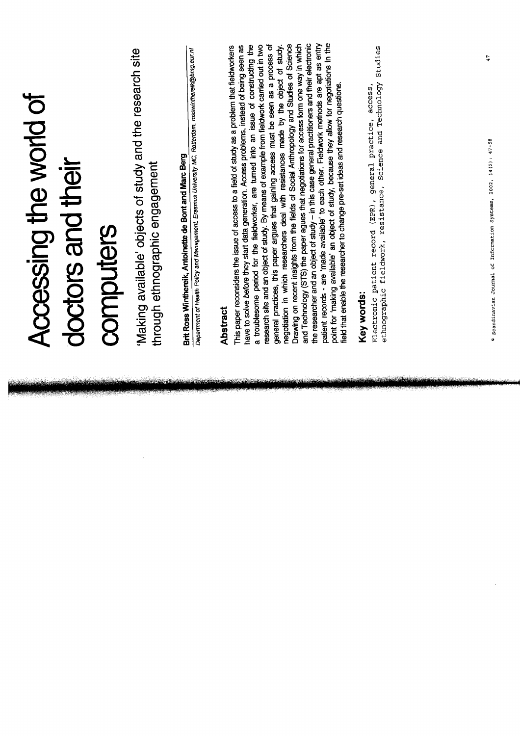# Accessing the world of doctors and their computers

## 'Making available' objects of study and the research site through ethnographic engagement

**Brit Ross Winthereik, Antoinette de Bont and Marc Berg**

*Department of Health Policy and Management, Erasmus University MC, Rotterdam, rosswinthereik@bmg.eur.nl*

### Abstract

This paper reconsiders the issue of access to a field of study as a problem that fieldworkers have to solve *before* they start data generation. Access problems, instead of being seen as a troublesome period for the fieldworker, are turned into an issue of constructing the research site and an object of study. By means of example from fieldwork carried out in two general practices, this paper argues that gaining access must be seen as a process of negotiation in which researchers deal with resistances made by the object of study. Drawing on recent insights from the fields of Social Anthropology and Studies of Science and Technology (STS) the paper agues that negotiations for access form one way in which the researcher and an object of study – in this case general practitioners and their electronic patient records - are 'made available' to each other. Fieldwork methods are apt as entry point for 'making available' an object of study, because they allow for negotiations in the field that enable the researcher to change pre-set ideas and research questions.

### Key words:

Electronic patient record (EPR), general practice, access, ethnographic fieldwork, resistance, Science and Technology Studies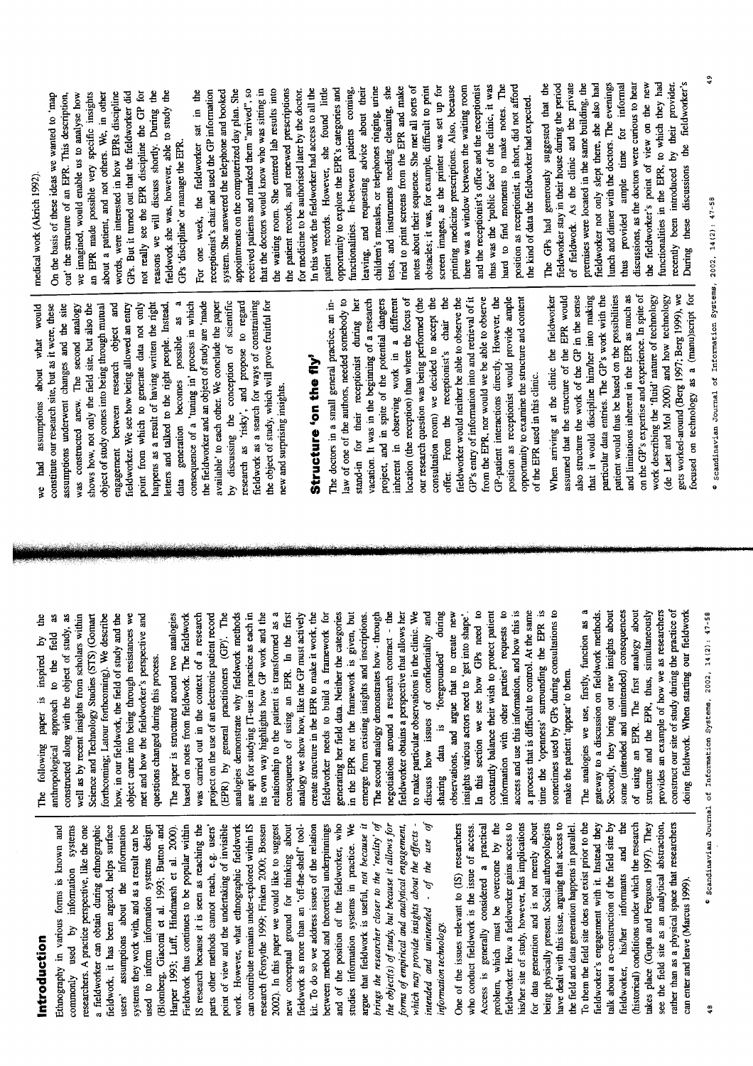## Introduction

Ethnography in various forms is known and commonly used by information systems researchers. A practice perspective, like the one a fieldworker can obtain during ethnographic fieldwork, it has been argued, helps surface users' assumptions about the information systems they work with, and as a result can be used to inform information systems design (Blomberg, Giacomi et al. 1993; Button and Harper 1993; Luff, Hindmarsh et al. 2000). Fieldwork thus continues to be popular within IS research because it is seen as reaching the parts other methods cannot reach, e.g. users' point of view and the undertaking of invisible work. However, what ethnographic fieldwork can contribute remains under-explored within IS research (Forsythe 1999; Finken 2000; Bossen 2002). In this paper we would like to suggest new conceptual ground for thinking about fieldwork as more than an 'off-the-shelf' tool-kit. To do so we address issues of the relation between method and theoretical underpinnings and of the position of the fieldworker, who studies information systems in practice. We argue that fieldwork is useful, *not because it brings the researcher closer to the 'reality' of the object(s) of study, but because it allows for forms of empirical and analytical engagement, which may provide insights about the effects - intended and unintended - of the use of information technology.*

One of the issues relevant to (IS) researchers who conduct fieldwork is the issue of access. Access is generally considered a practical problem, which must be overcome by the fieldworker. How a fieldworker gains access to his/her site of study, however, has implications for data generation and is not merely about being physically present. Social anthropologists have dealt with this issue, arguing that access to the field and data generation happens in parallel. To them the field site does not exist prior to the fieldworker's engagement with it. Instead they talk about a co-construction of the field site by fieldworker, his/her informants and the (historical) conditions under which the research takes place (Gupta and Ferguson 1997). They see the field site as an analytical abstraction, rather than as a physical space that researchers can enter and leave (Marcus 1999).

The following paper is inspired by the anthropological approach to the field as constructed along with the object of study, as well as by recent insights from scholars within Science and Technology Studies (STS) (Gomart forthcoming, Latour forthcoming). We describe how, in our fieldwork, the field of study and the object came into being through resistances we met and how the fieldworker's perspective and questions changed during this process.

The paper is structured around two analogies based on notes from fieldwork. The fieldwork was carried out in the context of a research project on the use of an electronic patient record (EPR) by general practitioners (GP). The analogies demonstrate why fieldwork methods are apt for studying IT-use in practice as each in its own way highlights how GP work and the relationship to the patient is transformed as a consequence of using an EPR. In the first analogy we show how, like the GP must actively create structure in the EPR to make it work, the fieldworker needs to build a framework for generating her field data. Neither the categories in the EPR nor the framework is given, but emerge from existing insights and inscriptions. The second analogy demonstrates how - through negotiations around a research contract - the fieldworker obtains a perspective that allows her to make particular observations in the clinic. We discuss how issues of confidentiality and sharing data is 'foregrounded' during observations, and argue that to create new insights various actors need to 'get into shape'. In this section we see how GPs need to constantly balance their wish to protect patient information with other parties' requests to access and use this information, and how this is a process that is difficult to control. At the same time the 'openness' surrounding the EPR is sometimes used by GPs during consultations to make the patient 'appear' to them.

The analogies we use, firstly, function as a gateway to a discussion on fieldwork methods. Secondly, they bring out new insights about some (intended and unintended) consequences of using an EPR. The first analogy about structure and the EPR, thus, simultaneously provides an example of how we as researchers construct our site of study during the practice of doing fieldwork. When starting our fieldwork we had assumptions about what would constitute our research site, but as it were, these assumptions underwent changes and the site was constructed anew. The second analogy shows how, not only the field site, but also the object of study comes into being through mutual engagement between research object and fieldworker. We see how being allowed an entry point from which to generate data not only happens as a result of having written the right letters and talked to the right people. Instead, data generation becomes possible as a consequence of a 'tuning in' process in which the fieldworker and an object of study are 'made available' to each other. We conclude the paper by discussing the conception of scientific research as 'risky', and propose to regard fieldwork as a search for ways of constraining the object of study, which will prove fruitful for new and surprising insights.

## Structure 'on the fly'

The doctors in a small general practice, an in-law of one of the authors, needed somebody to stand-in for their receptionist during her vacation. It was in the beginning of a research project, and in spite of the potential dangers inherent in observing work in a different location (the reception) than where the focus of our research question was being performed (the consultation room) we decided to accept the offer. From the receptionist's chair the fieldworker would neither be able to observe the GP's entry of information into and retrieval of it from the EPR, nor would we be able to observe GP-patient interactions directly. However, the position as receptionist would provide ample opportunity to examine the structure and content of the EPR used in this clinic.

When arriving at the clinic the fieldworker assumed that the structure of the EPR would also structure the work of the GP in the sense that it would discipline him/her into making particular data entries. The GP's work with the patient would thus be based on the possibilities and limitations inherent in the EPR as much as on the GP's expertise and experience. In spite of work describing the 'fluid' nature of technology (de Laet and Mol 2000) and how technology gets worked-around (Berg 1997; Berg 1999), we focused on technology as a (manu)script for medical work (Akrich 1992).

On the basis of these ideas we wanted to 'map out' the structure of an EPR. This description, we imagined, would enable us to analyse how an EPR made possible very specific insights about a patient, and not others. We, in other words, were interested in how EPRs discipline GPs. But it turned out that the fieldworker did not really see the EPR discipline the GP for reasons we will discuss shortly. During the fieldwork she was, however, able to study the GPs 'discipline' or manage the EPR.

For one week, the fieldworker sat in the receptionist's chair and used the GP information system. She answered the telephone and booked appointments on the computerized day plan. She received patients and marked them "arrived", so that the doctors would know who was sitting in the waiting room. She entered lab results into the patient records, and renewed prescriptions for medicine to be authorised later by the doctor. In this work the fieldworker had access to all the patient records. However, she found little opportunity to explore the EPR's categories and functionalities. In-between patients coming, leaving, and requesting advice about their children's measles, or telephones ringing, urine tests, and instruments needing cleaning, she tried to print screens from the EPR and make notes about their sequence. She met all sorts of obstacles; it was, for example, difficult to print screen images, as the printer was set up for printing medicine prescriptions. Also, because there was a window between the waiting room and the receptionist's office and the receptionist thus was the 'public face' of the clinic, it was hard to find moments to make notes. The position as receptionist, in short, did not afford the kind of data the fieldworker had expected.

The GPs had generously suggested that the fieldworker stay in their house during the period of fieldwork. As the clinic and the private premises were located in the same building, the fieldworker not only slept there, she also had lunch and dinner with the doctors. The evenings thus provided ample time for informal discussions, as the doctors were curious to hear the fieldworker's point of view on the new functionalities in the EPR, to which they had recently been introduced by their provider. During these discussions the fieldworker's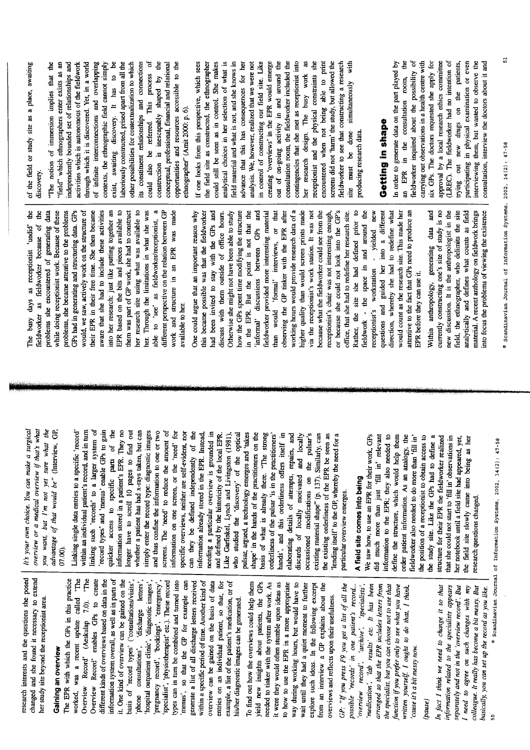research interests and the questions she posed changed and she found it necessary to extend her study site beyond the receptionist area.

### Gaining an overview

The EPR with which the GPs in this practice worked, was a recent update called 'The Overview Record' (Aeskulap 7.0). 'The Overview Record' enables GPs to create different kinds of overviews based on data in the information system overall, as well as in parts of it. One kind of overview can be gained on the basis of 'record types' ('consultations/visits', 'phone consultations', 'discharge letters', 'hospital outpatient clinic', 'diagnostic images', 'pregnancy record', 'bookings', 'emergency', 'specialist', 'physiotherapist' etc.). These record types can in turn be combined and turned into 'menus', so that the GP for example can generate a list of all discharge letters received within a specific period of time. Another kind of overview can be gained on the basis of data entries on an individual patient, so that, for example, a list of the patient's medication, or of his/her diagnostic images can be generated.

To find out how the overviews could help them yield new insights about patients, the GPs needed to tinker with the system after work. As it were they would often stumble upon ideas as to how to use the EPR in a more appropriate way during working hours, but would have to wait until they had a quiet moment to further explore such ideas. In the following excerpt from an interview a GP explains about the overviews and reflects upon their usefulness.

*GP: "If you press F9 you get a list of all the possible 'records' in one patient's record... 'overview record', 'archive', 'specialists', 'medication', 'lab results' etc. It has been arranged so that the EPR includes letters from the specialist, but you can choose not to use that function if you prefer only to see what you have written yourself. I ought to do that, I think, 'cause it's a bit messy now.*

*(pause)*

*In fact I think we need to change it so that information related to the specialists appears separately and not in the 'overview record'. But I need to agree on such changes with my colleague. It really has become a bit messy. But basically, you can set up the record as you like. It's your own choice. You can make a surgical overview or a medical overview if that's what you want, but I'm not yet sure what the advantage of that would be"* (Interview, GP, 07.00).

Linking single data entries to a specific 'record' within an individual patient's record, and in turn linking such 'records' to a larger system of 'record types' and 'menus' enable GPs to gain quicker access to specific parts of the information stored in a patient's EPR. They no longer have to scroll 10 pages to find out whether a patient has had x-rays taken, but can simply enter the record type: diagnostic images and thus confine the information to one or two screens. The 'need' to reduce the amount of information on one screen, or the 'need' for specific overviews, neither are self-evident, nor can they be defined independently of the information already stored in the EPR. Instead, needing a particular overview is grounded in and defined by the historicity of the local EPR. Like Garfinkel, Lynch and Livingston (1981), who studied the 'discovery' of the optical pulsar, argued, a technology emerges and 'takes shape' in the hands of the practitioners on the basis of what is already there. 'The strong orderliness of the pulsar 'is in the practitioners' hands', and this orderliness offers itself in elaborating details of attempts, repairs, and discards of locally motivated and locally occassioned modifications on the pulsar's existing material shape" (p. 137). Similarly, can the existing orderliness of the EPR be seen as 'lending itself' to the GP, whereby the need for a particular overview emerges.

### A field site comes into being

We saw how, to use an EPR for their work, GPs did much more than just 'fill in' relevant information to the EPR; they also needed to define the structure, which would help them order patient information. As an analogy, the fieldworker also needed to do more than 'fill in' the position of a receptionist to obtain access to the study site. Like the GPs had to define a structure for their EPR the fieldworker realized that she could not start to 'fill in' observations in her notebook until a field site had appeared, yet, the field site slowly came into being as her research questions changed.

The busy days as receptionist 'undid' the fieldworker as fieldworker because of the problems she encountered of generating data while doing receptionist work. Because of these problems, she became attentive to the problems GPs had in generating and structuring data. GPs would, we saw, actively work on the structure of their EPR in their free time. She then became aware that she had to include these activities into her research: just like putting together an EPR based on the bits and pieces available to them was part of GP work, she had to construct her research site using what was available to her. Through the limitations in what she was able to 'see' as fieldworker/receptionist, a different perspective on the relation between GP work and structure in an EPR was made available to her.

One could argue that an important reason why this became possible was that the fieldworker had been invited to stay with the GPs and discuss with them outside of office hours. Otherwise she might not have been able to study how the GPs spent time modifying the structure in the EPR. But the point is not that the 'informal' discussions between GPs and fieldworker provided more interesting material than would 'formal' interviews, or that observing the GP tinker with the EPR after working hours would provide research data of a higher quality than would screen prints made via the receptionist's work station. It was not because what the fieldworker could see from the receptionist's chair was not interesting enough, or because she could not look into the GP's office, that she had to redefine her research site. Rather, the site she had defined prior to fieldwork - the space in and around the receptionist's workstation - yielded new questions and guided her into a different direction, whereby she had to redefine what would count as the research site. This made her attentive to the fact that GPs need to produce an EPR before they can use it.

Within anthropology, generating data and currently constructing one's site of study is no new discussion. It is the anthropologist in the field, the ethnographer, who delimits the site analytically and defines what counts as field material. A recent anthology on fieldwork brings into focus the problems of viewing the existence of the field or study site as a place, awaiting discovery.

"The notion of immersion implies that the "field" which ethnographers enter exists as an independently bounded set of relationships and activities which is autonomous of the fieldwork through which it is discovered. Yet, in a world of infinite interconnections and overlapping contexts, the ethnographic field cannot simply exist, awaiting discovery. It has to be laboriously constructed, prised apart from all the other possibilities for contextualization to which its constituent relationships and connections could also be referred. This process of construction is inescapably shaped by the conceptual, professional, financial and relational opportunities and resources accessible to the ethnographer" (Amit 2000: p. 6).

If one looks from this perspective, which sees the field site as constructed, the ethnographer could still be seen as in control. She makes analytical choices in her selection of what is field material and what is not, and she knows in advance that this has consequences for her analysis. We, however, realized that we were not in control of constructing our field site. Like creating 'overviews' in the EPR would emerge out of on-going activity in and around the consultation room, the fieldworker included the contingencies that she met as receptionist into her research design. The busy work as receptionist and the physical constraints she encountered when not being able to print screens did not 'harm' the study, but allowed the fieldworker to see that constructing a research site must be done simultaneously with producing research data.

## Getting in shape

In order to generate data on the part played by an EPR in the consultation room, the fieldworker inquired about the possibility of carrying out observations in a health centre with six GPs. The doctors requested she apply for approval by a local research ethics committee (LREC). The fieldworker had no intention of trying out new drugs on the patients, participating in physical examination or even interviewing them, but wanted to observe the consultation, interview the doctors about it and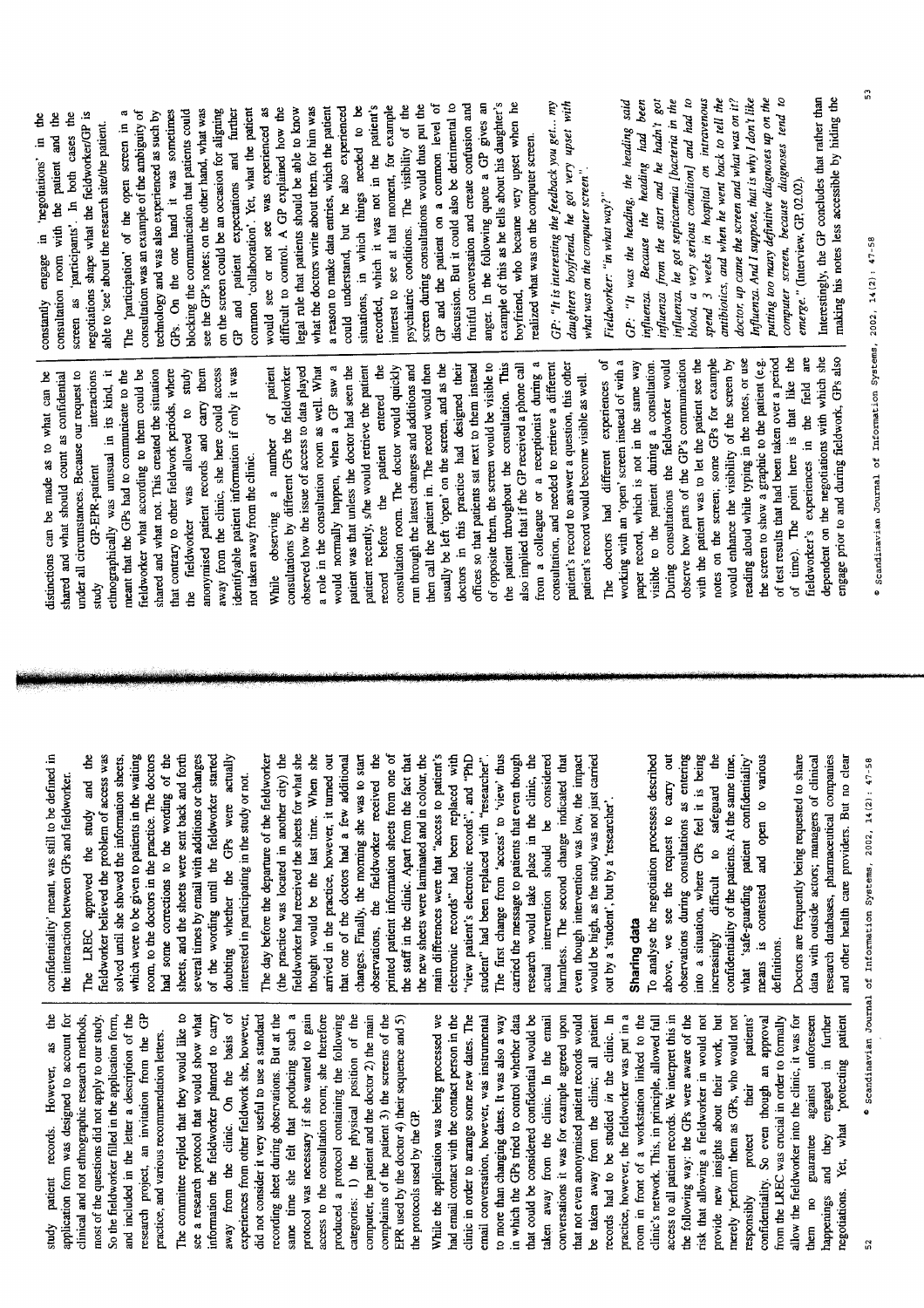study patient records. However, as the application form was designed to account for clinical and not ethnographic research methods, most of the questions did not apply to our study. So the fieldworker filled in the application form, and included in the letter a description of the GP research project, an invitation from the GP practice, and various recommendation letters.

The committee replied that they would like to see a research protocol that would show what information the fieldworker planned to carry away from the clinic. On the basis of experiences from other fieldwork she, however, did not consider it very useful to use a standard recording sheet during observations. But at the same time she felt that producing such a protocol was necessary if she wanted to gain access to the consultation room; she therefore produced a protocol containing the following categories: 1) the physical position of the computer, the patient and the doctor 2) the main complaints of the patient 3) the screens of the EPR used by the doctor 4) their sequence and 5) the protocols used by the GP.

While the application was being processed we had email contact with the contact person in the clinic in order to arrange some new dates. The email conversation, however, was instrumental to more than changing dates. It was also a way in which the GPs tried to control whether data that could be considered confidential would be taken away from the clinic. In the email conversations it was for example agreed upon that not even anonymised patient records would be taken away from the clinic; all patient records had to be studied *in* the clinic. In practice, however, the fieldworker was put in a room in front of a workstation linked to the clinic's network. This, in principle, allowed full access to all patient records. We interpret this in the following way: the GPs were aware of the risk that allowing a fieldworker in would not provide new insights about their work, but merely 'perform' them as GPs, who would not responsibly protect their patients' confidentiality. So even though an approval from the LREC was crucial in order to formally allow the fieldworker into the clinic, it was for them no guarantee against unforeseen happenings and they engaged in further negotiations. Yet, what 'protecting patient confidentiality' meant, was still to be defined in the interaction between GPs and fieldworker.

The LREC approved the study and the fieldworker believed the problem of access was solved until she showed the information sheets, which were to be given to patients in the waiting room, to the doctors in the practice. The doctors had some corrections to the wording of the sheets, and the sheets were sent back and forth several times by email with additions or changes of the wording until the fieldworker started doubting whether the GPs were actually interested in participating in the study or not.

The day before the departure of the fieldworker (the practice was located in another city) the fieldworker had received the sheets for what she thought would be the last time. When she arrived in the practice, however, it turned out that one of the doctors had a few additional changes. Finally, the morning she was to start observations, the fieldworker received the printed patient information sheets from one of the staff in the clinic. Apart from the fact that the new sheets were laminated and in colour, the main differences were that "access to patient's electronic records" had been replaced with "view patient's electronic records", and "PhD student" had been replaced with "researcher". The first change from 'access' to 'view' thus carried the message to patients that even though research would take place in the clinic, the actual intervention should be considered harmless. The second change indicated that even though intervention was low, the impact would be high, as the study was not just carried out by a 'student', but by a 'researcher'.

## Sharing data

To analyse the negotiation processes described above, we see the request to carry out observations during consultations as entering into a situation, where GPs feel it is being increasingly difficult to safeguard the confidentiality of the patients. At the same time, what 'safe-guarding patient confidentiality' means is contested and open to various definitions.

Doctors are frequently being requested to share data with outside actors; managers of clinical research databases, pharmaceutical companies and other health care providers. But no clear distinctions can be made as to what can be shared and what should count as confidential under all circumstances. Because our request to study GP-EPR-patient interactions ethnographically was unusual in its kind, it meant that the GPs had to communicate to the fieldworker what according to them could be shared and what not. This created the situation that contrary to other fieldwork periods, where the fieldworker was allowed to study anonymised patient records and carry them away from the clinic, she here could access identifyable patient information if only it was not taken away from the clinic.

While observing a number of patient consultations by different GPs the fieldworker observed how the issue of access to data played a role in the consultation room as well. What would normally happen, when a GP saw a patient was that unless the doctor had seen the patient recently, s/he would retrieve the patient record before the patient entered the consultation room. The doctor would quickly run through the latest changes and additions and then call the patient in. The record would then usually be left 'open' on the screen, and as the doctors in this practice had designed their offices so that patients sat next to them instead of opposite them, the screen would be visible to the patient throughout the consultation. This also implied that if the GP received a phone call from a colleague or a receptionist during a consultation, and needed to retrieve a different patient's record to answer a question, this other patient's record would become visible as well.

The doctors had different experiences of working with an 'open' screen instead of with a paper record, which is not in the same way visible to the patient during a consultation. During consultations the fieldworker would observe how parts of the GP's communication with the patient was to let the patient see the notes on the screen; some GPs for example would enhance the visibility of the screen by reading aloud while typing in the notes, or use the screen to show a graphic to the patient (e.g. of test results that had been taken over a period of time). The point here is that like the fieldworker's experiences in the field are dependent on the negotiations with which she engage prior to and during fieldwork, GPs also constantly engage in 'negotiations' in the consultation room with the patient and the screen as 'participants'. In both cases the negotiations shape what the fieldworker/GP is able to 'see' about the research site/the patient.

The 'participation' of the open screen in a consultation was an example of the ambiguity of technology and was also experienced as such by GPs. On the one hand it was sometimes blocking the communication that patients could see the GP's notes; on the other hand, what was on the screen could be an occasion for aligning GP and patient expectations and further common 'collaboration'. Yet, what the patient would see or not see was experienced as difficult to control. A GP explained how the legal rule that patients should be able to know what the doctors write about them, for him was a reason to make data entries, which the patient could understand, but he also experienced situations, in which things needed to be recorded, which it was not in the patient's interest to see at that moment, for example psychiatric conditions. The visibility of the screen during consultations would thus put the GP and the patient on a common level of discussion. But it could also be detrimental to fruitful conversation and create confusion and anger. In the following quote a GP gives an example of this as he tells about his daughter's boyfriend, who became very upset when he realized what was on the computer screen.

*GP: "It is interesting the feedback you get… my daughters boyfriend, he got very upset with what was on the computer screen".*

*Fieldworker: "in what way?"*

*GP: "It was the heading, the heading said influenza. Because the heading had been influenza from the start and he hadn't got influenza, he got septicaemia [bacteria in the blood, a very serious condition] and had to spend 3 weeks in hospital on intravenous antibiotics, and when he went back to tell the doctor, up came the screen and what was on it? Influenza. And I suppose, that is why I don't like putting too many definitive diagnoses up on the computer screen, because diagnoses tend to emerge."* (Interview, GP, 02.02).

Interestingly, the GP concludes that rather than making his notes less accessible by hiding the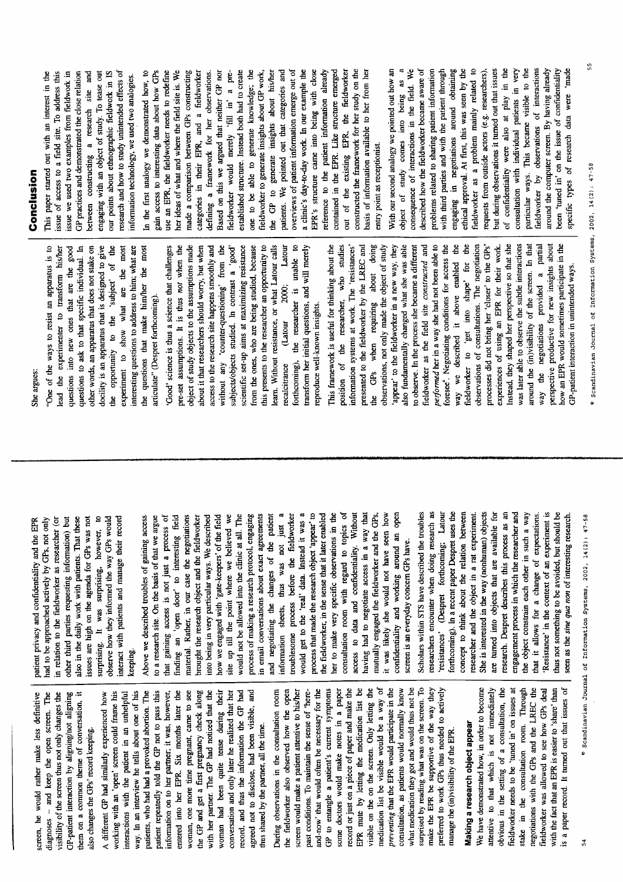screen, he would rather make less definitive diagnoses – and keep the open screen. The visibility of the screen thus not only changes the GP-patient interaction by aligning/not aligning them on a common theme of conversation, it also changes the GPs' record keeping.

A different GP had similarly experienced how working with an 'open' screen could frame his interactions with the patient in an unhelpful way. In an interview he tells about one of his patients, who had had a provoked abortion. The patient repeatedly told the GP not to pass this information on to her partner; it was, however, entered into her EPR. Six months later the woman, one more time pregnant, came to see the GP and get a first pregnancy check along with her partner. The GP had noticed that the woman had been quite tense during their conversation and only later he realized that her record, and thus the information the GP had agreed not to disclose, had been visible, and thus shared by the partner, all the time.

During observations in the consultation room the fieldworker also observed how the open screen would make a patient attentive to his/her past conditions. To maintain the sense of 'here-and-now' that would often be necessary for the GP to entangle a patient's current symptoms some doctors would make notes in a paper record or just on a piece of paper and make the EPR mute by letting the medication list be visible on the on the screen. Only letting the medication list be visible would be a way of *preventing* that the EPR would participate in the consultation, as patients would normally know what medication they got and would thus not be surprised by reading what was on the screen. To make the EPR be supportive of the way they preferred to work GPs thus needed to actively manage the (in)visibility of the EPR.

## Making a research object appear

We have demonstrated how, in order to become attentive to that which is not immediately obvious in the setting of a consultation, the fieldworker needs to be 'tuned in' on issues at stake in the consultation room. Through negotiations with the GPs and the LREC the fieldworker was allowed to see how GPs deal with the fact that an EPR is easier to 'share' than is a paper record. It turned out that issues of patient privacy and confidentiality and the EPR had to be approached actively by GPs, not only in relation to the fieldworker as researcher (or other third parties requesting information) but also in the daily work with patients. That these issues are high on the agenda for GPs was not surprising. It was surprising, however, to observe how they informed the way GPs would interact with patients and manage their record keeping.

Above we described troubles of gaining access to a research site. On the basis of that we argue that gaining access is not just a process of finding an 'open door' to interesting field material. Rather, in our case the negotiations brought the research object and the fieldworker into being in very particular ways. We described how we engaged with 'gate-keepers' of the field site up till the point where we believed we would not be allowed into the clinic at all. The process of making a research protocol, engaging in email conversations about exact agreements and negotiating the changes of the patient information sheets, thus was not just a troublesome process before the fieldworker would get to the 'real' data. Instead it was a process that made the research object 'appear' to the fieldworker, in the sense that it later enabled her to make very specific observations in the consultation room with regard to topics of access to data and confidentiality. Without having had to negotiate access in a way that mutually engaged the fieldworker and the GPs, it was likely she would not have seen how confidentiality and working around an open screen is an everyday concern GPs have.

Scholars within STS have described the troubles researchers encounter when doing research as 'resistances' (Despret forthcoming; Latour forthcoming). In a recent paper Despret uses the concept to think about the relation between researcher and the object in a rat experiment. She is interested in the way (nonhuman) objects are turned into objects that are available for research. Despret describes this process as an engagement process in which the researcher and the object constrain each other in such a way that it allows for a change of expectations. 'Resistance' in the context of an experiment is thus not something to be avoided, but should be seen as the *sine qua non* of interesting research. She argues:

"One of the ways to resist an apparatus is to lead the experimenter to transform his/her questions into new ones that are the good questions to ask to that specific individual. In other words, an apparatus that does not stake on docility is an apparatus that is designed to give the opportunity to the 'subject' of the experiment to show what are the most interesting questions to address to him, what are the questions that make him/her the most articulate" (Despret forthcoming).

'Good' science is thus a science that challenges pre-set assumptions. It is thus *not* when the object of study objects to the assumptions made about it that researchers should worry, but when access to the research site happens smoothly and without any 'counter-questioning' from the subjects/objects studied. In contrast a 'good' scientific set-up aims at maximizing resistance from the ones, who are being studied, because this presents to the researcher an opportunity to learn. Without resistance, or what Latour calls recalcitrance (Latour 2000; Latour forthcoming), the researcher is unable to transform her initial questions, and will merely reproduce well-known insights.

This framework is useful for thinking about the position of the researcher, who studies information systems at work. The 'resistances' presented to the fieldworker by the LREC and the GPs when requiring about doing observations, not only made the object of study 'appear' to the fieldworker in a new way, they also fundamentally changed what she was able to observe. In the process she became a different fieldworker as the field site *constructed* and *performed* her in a way she had not been able to foresee. Negotiating conditions for access the way we described it above enabled the fieldworker to 'get into shape' for the observations of consultations. The negotiation processes did not bring her 'closer' to the GPs' experiences of using an EPR for their work. Instead, they shaped her perspective so that she was later able to observe the subtle interactions around the (in)visibility of the screen. In that way the negotiations provided a partial perspective productive for new insights about how an EPR would sometimes participate in the GP-patient interaction in unintended ways.

## Conclusion

This paper started out with an interest in the issue of access to a field site. To address this issue we used two examples from fieldwork in GP practices and demonstrated the close relation between constructing a research site and engaging with an object of study. To tease out our points about ethnographic fieldwork in IS research and how to study unintended effects of information technology, we used two analogies.

In the first analogy we demonstrated how, to gain access to interesting data about how GPs use an EPR, the fieldworker needs to redefine her ideas of what and where the field site is. We made a comparison between GPs constructing categories in their EPR, and a fieldworker defining a framework for her observations. Based on this we argued that neither GP nor fieldworker would merely 'fill in' a pre-established structure. Instead both had to create one to be able to generate knowledge; the fieldworker to generate insights about GP work, the GP to generate insights about his/her patients. We pointed out that categories and overviews of patient information emerge out of a clinic's day-to-day work. In our example the EPR's structure came into being with close reference to the patient information already contained in the EPR. Like structure emerged out of the existing EPR, the fieldworker constructed the framework for her study on the basis of information available to her from her entry point as receptionist.

With our second analogy we pointed out how an object of study comes into being as a consequence of interactions in the field. We described how the fieldworker became aware of problems related to sharing patient information with third parties and with the patient through engaging in negotiations around obtaining ethical approval. At first, this was seen by the fieldworker as a problem mainly related to requests from outside actors (e.g. researchers), but during observations it turned out that issues of confidentiality were also at play in the consultation with individual patients in very particular ways. This became visible to the fieldworker by observations of interactions around the computer screen. By having already been 'tuned in' on the issue of confidentiality specific types of research data were 'made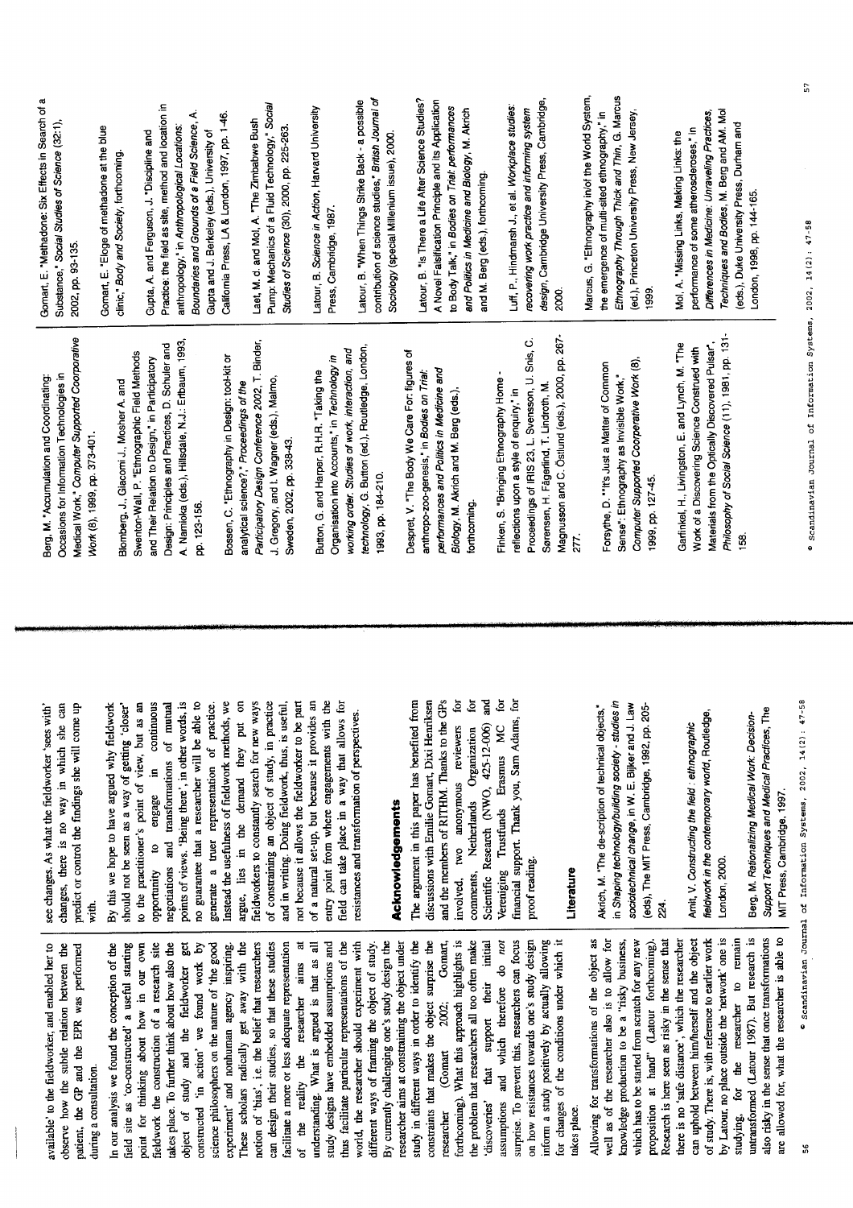available' to the fieldworker, and enabled her to observe how the subtle relation between the patient, the GP and the EPR was performed during a consultation.

In our analysis we found the conception of the field site as 'co-constructed' a useful starting point for thinking about how in our own fieldwork the construction of a research site takes place. To further think about how also the object of study and the fieldworker get constructed 'in action' we found work by science philosophers on the nature of 'the good experiment' and nonhuman agency inspiring. These scholars radically get away with the notion of 'bias', i.e. the belief that researchers can design their studies, so that these studies facilitate a more or less adequate representation of the reality the researcher aims at understanding. What is argued is that as all study designs have embedded assumptions and thus facilitate particular representations of the world, the researcher should experiment with different ways of framing the object of study. By currently challenging one's study design the researcher aims at constraining the object under study in different ways in order to identify the constraints that makes the object surprise the researcher (Gomart 2002; Gomart, forthcoming). What this approach highlights is the problem that researchers all too often make 'discoveries' that support their initial assumptions and which therefore do *not* surprise. To prevent this, researchers can focus on how resistances towards one's study design inform a study positively by actually allowing for changes of the conditions under which it takes place.

Allowing for transformations of the object as well as of the researcher also is to allow for knowledge production to be a "risky business, which has to be started from scratch for any new proposition at hand" (Latour forthcoming). Research is here seen as risky in the sense that there is no 'safe distance', which the researcher can uphold between him/herself and the object of study. There is, with reference to earlier work by Latour, no place outside the 'network' one is studying, for the researcher to remain untransformed (Latour 1987). But research is also risky in the sense that once transformations are allowed for, what the researcher is able to see changes. As what the fieldworker 'sees with' changes, there is no way in which she can predict or control the findings she will come up with.

By this we hope to have argued why fieldwork should not be seen as a way of getting 'closer' to the practitioner's point of view, but as an opportunity to engage in continuous negotiations and transformations of mutual points of views. 'Being there', in other words, is no guarantee that a researcher will be able to generate a truer representation of practice. Instead the usefulness of fieldwork methods, we argue, lies in the demand they put on fieldworkers to constantly search for new ways of constraining an object of study, in practice and in writing. Doing fieldwork, thus, is useful, not because it allows the fieldworker to be part of a natural set-up, but because it provides an entry point from where engagements with the field can take place in a way that allows for resistances and transformation of perspectives.

## Acknowledgements

The argument in this paper has benefited from discussions with Emilie Gomart, Dixi Henriksen and the members of RITHM. Thanks to the GPs involved, two anonymous reviewers for comments, Netherlands Organization for Scientific Research (NWO, 425-12-006) and Vereniging Trustfunds Erasmus MC for financial support. Thank you, Sam Adams, for proof reading.

## Literature

Akrich, M. "The de-scription of technical objects," in *Shaping technology/building society - studies in sociotechnical change*, in W. E. Bijker and J. Law (eds), The MIT Press, Cambridge, 1992, pp. 205-224.

Amit, V. *Constructing the field : ethnographic fieldwork in the contemporary world*, Routledge, London, 2000.

Berg, M. *Rationalizing Medical Work: Decision-Support Techniques and Medical Practices*, The MIT Press, Cambridge, 1997.

Berg, M. "Accumulation and Coordinating: Occasions for Information Technologies in Medical Work," *Computer Supported Coorporative Work* (8), 1999, pp. 373-401.

Blomberg, J., Giacomi J., Mosher A. and Swenton-Wall, P. "Ethnographic Field Methods and Their Relation to Design," in Participatory Design: Principles and Practices, D. Schuler and A. Namioka (eds.), Hillsdale, N.J.: Erlbaum, 1993, pp. 123-156.

Bossen, C. "Ethnography in Design: tool-kit or analytical science?," *Proceedings of the Participatory Design Conference 2002*, T. Binder, J. Gregory, and I. Wagner (eds.), Malmo, Sweden, 2002, pp. 338-43.

Button, G. and Harper, R.H.R. "Taking the Organisation into Accounts," in *Technology in working order. Studies of work, interaction, and technology*, G. Button (ed.), Routledge, London, 1993, pp. 184-210.

Despret, V. "The Body We Care For: figures of anthropo-zoo-genesis," in *Bodies on Trial: performances and Politics in Medicine and Biology*, M. Akrich and M. Berg (eds.), forthcoming.

Finken, S. "Bringing Ethnography Home - reflections upon a style of enquiry," in Proceedings of IRIS 23, L. Svensson, U. Snis, C. Sørensen, H. Fägerlind, T. Lindroth, M. Magnusson and C. Östlund (eds.), 2000, pp. 267-277.

Forsythe, D. ""It's Just a Matter of Common Sense": Ethnography as Invisible Work," *Computer Supported Coorperative Work* (8), 1999, pp. 127-45.

Garfinkel, H., Livingston, E. and Lynch, M. "The Work of a Discovering Science Construed with Materials from the Optically Discovered Pulsar", *Philosophy of Social Science* (11), 1981, pp. 131-158.

Gomart, E. "Methadone: Six Effects in Search of a Substance," *Social Studies of Science* (32:1), 2002, pp. 93-135.

Gomart, E. "Eloge of methadone at the blue clinic," *Body and Society*, forthcoming.

Gupta, A. and Ferguson, J. "Discipline and Practice: the field as site, method and location in anthropology," in *Anthropological Locations: Boundaries and Grounds of a Field Science*, A. Gupta and J. Berkeley (eds.), University of California Press, LA & London, 1997, pp. 1-46.

Laet, M. d. and Mol, A. "The Zimbabwe Bush Pump: Mechanics of a Fluid Technology," *Social Studies of Science* (30), 2000, pp. 225-263.

Latour, B. *Science in Action*, Harvard University Press, Cambridge, 1987.

Latour, B. "When Things Strike Back - a possible contribution of science studies," *British Journal of Sociology* (special Millenium issue), 2000.

Latour, B. "Is There a Life After Science Studies? A Novel Falsification Principle and its Application to Body Talk," in *Bodies on Trial: performances and Politics in Medicine and Biology*, M. Akrich and M. Berg (eds.), forthcoming.

Luff, P., Hindmarsh J., et al. *Workplace studies: recovering work practice and informing system design*, Cambridge University Press, Cambridge, 2000.

Marcus, G. "Ethnography in/of the World System, the emergence of multi-sited ethnography," in *Ethnography Through Thick and Thin*, G. Marcus (ed.), Princeton University Press, New Jersey, 1999.

Mol, A. "Missing Links, Making Links: the performance of some artheroscleroses," in *Differences in Medicine: Unraveling Practices, Techniques and Bodies*, M. Berg and AM. Mol (eds.), Duke University Press, Durham and London, 1998, pp. 144-165.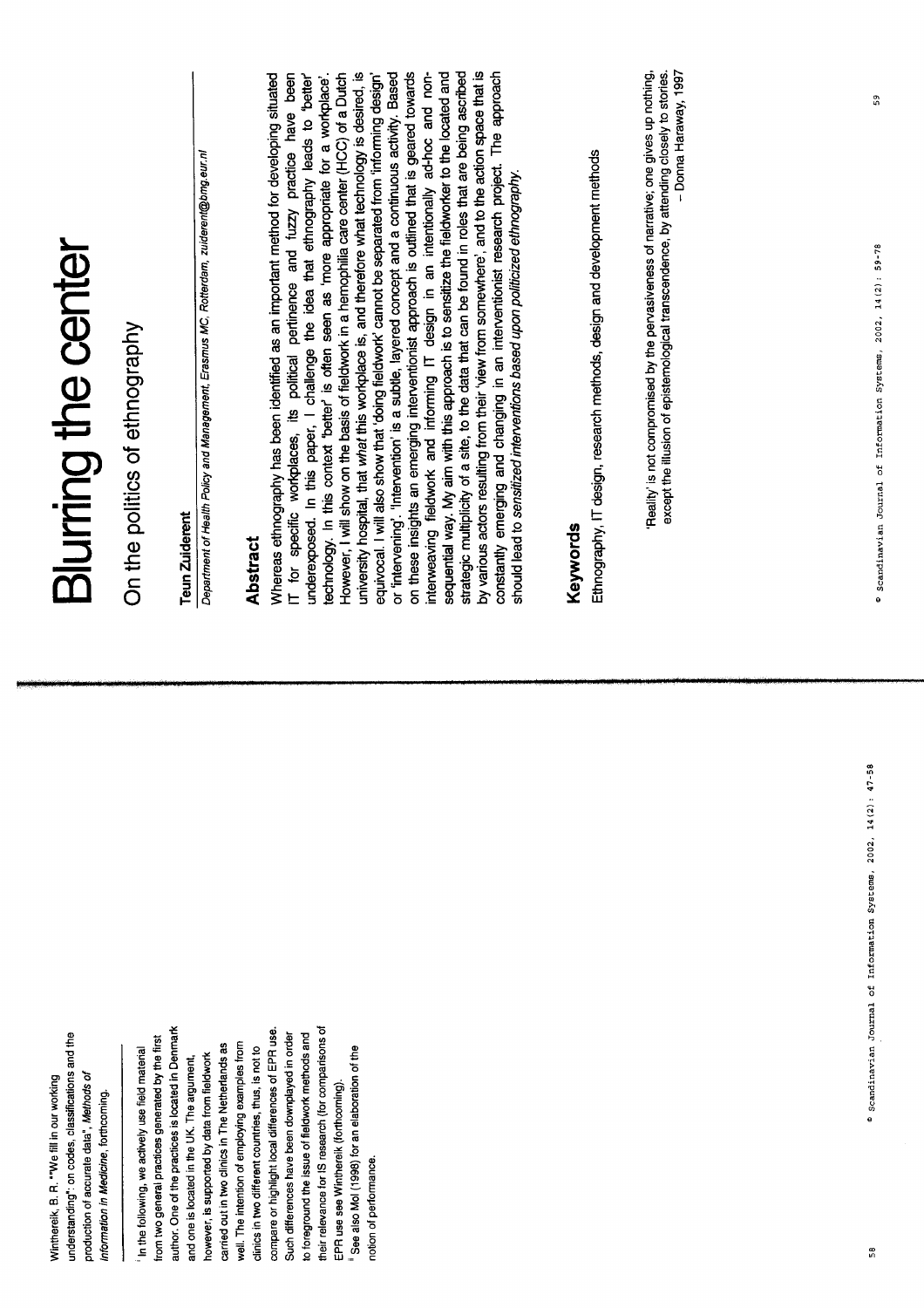Winthereik, B. R. "'We fill in our working understanding': on codes, classifications and the production of accurate data", *Methods of information in Medicine*, forthcoming.

---

[i] In the following, we actively use field material from two general practices generated by the first author. One of the practices is located in Denmark and one is located in the UK. The argument, however, is supported by data from fieldwork carried out in two clinics in The Netherlands as well. The intention of employing examples from clinics in two different countries, thus, is not to compare or highlight local differences of EPR use. Such differences have been downplayed in order to foreground the issue of fieldwork methods and their relevance for IS research (for comparisons of EPR use see Winthereik (forthcoming).

[ii] See also Mol (1998) for an elaboration of the notion of performance.

# Blurring the center

## On the politics of ethnography

**Teun Zuiderent**

*Department of Health Policy and Management, Erasmus MC, Rotterdam, zuiderent@bmg.eur.nl*

## Abstract

Whereas ethnography has been identified as an important method for developing situated IT for specific workplaces, its political pertinence and fuzzy practice have been underexposed. In this paper, I challenge the idea that ethnography leads to 'better' technology. In this context 'better' is often seen as 'more appropriate for a workplace'. However, I will show on the basis of fieldwork in a hemophilia care center (HCC) of a Dutch university hospital, that *what* this workplace is, and therefore what technology is desired, is equivocal. I will also show that 'doing fieldwork' cannot be separated from 'informing design' or 'intervening'. 'Intervention' is a subtle, layered concept and a continuous activity. Based on these insights an emerging interventionist approach is outlined that is geared towards interweaving fieldwork and informing IT design in an intentionally ad-hoc and non-sequential way. My aim with this approach is to sensitize the fieldworker to the located and strategic multiplicity of a site, to the data that can be found in roles that are being ascribed by various actors resulting from their 'view from somewhere', and to the action space that is constantly emerging and changing in an interventionist research project. The approach should lead to *sensitized interventions based upon politicized ethnography.*

## Keywords

Ethnography, IT design, research methods, design and development methods

> 'Reality' is not compromised by the pervasiveness of narrative; one gives up nothing, except the illusion of epistemological transcendence, by attending closely to stories.
> – Donna Haraway, 1997